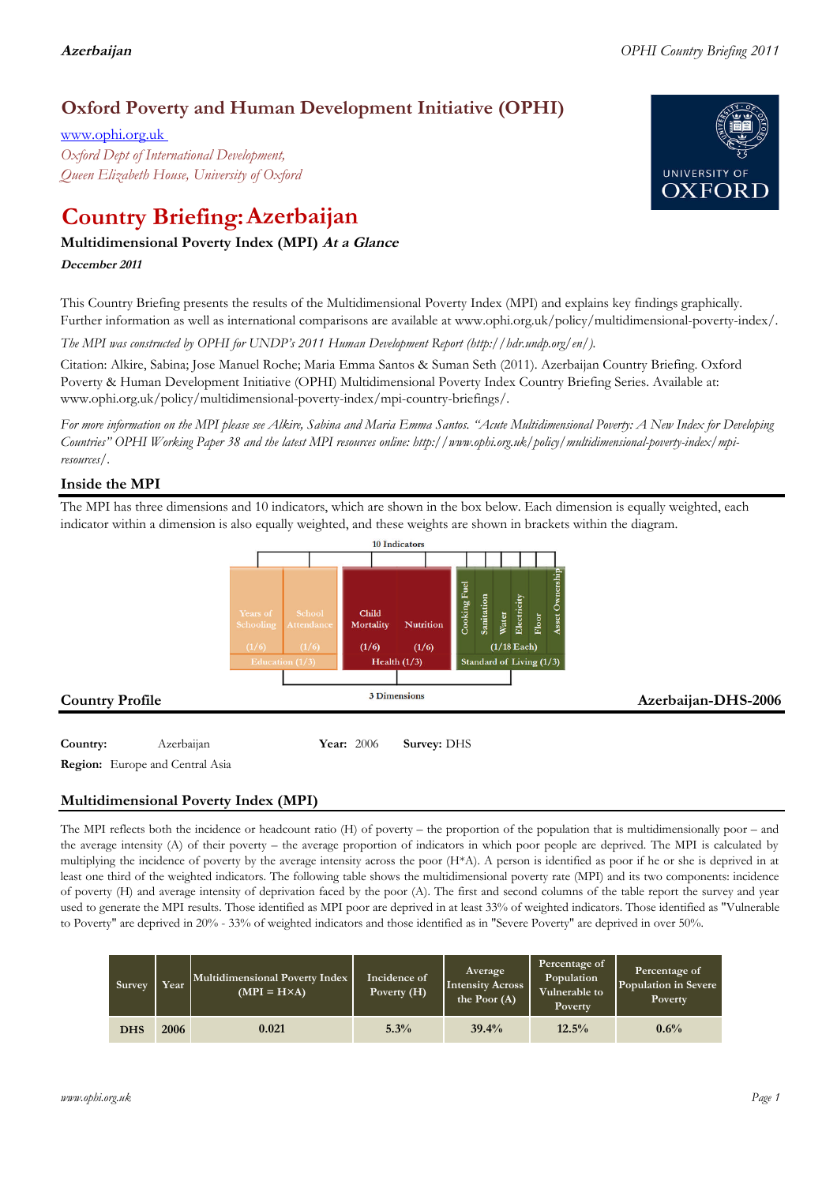# Oxford Poverty and Human Development Initiative (OPHI)

www.ophi.org.uk

*Oxford Dept of International Development, Queen Elizabeth House, University of Oxford*

# Country Briefing: Azerbaijan

### Multidimensional Poverty Index (MPI) *At a Glance*

***December 2011***

This Country Briefing presents the results of the Multidimensional Poverty Index (MPI) and explains key findings graphically. Further information as well as international comparisons are available at www.ophi.org.uk/policy/multidimensional-poverty-index/.

*The MPI was constructed by OPHI for UNDP's 2011 Human Development Report (http://hdr.undp.org/en/).*

Citation: Alkire, Sabina; Jose Manuel Roche; Maria Emma Santos & Suman Seth (2011). Azerbaijan Country Briefing. Oxford Poverty & Human Development Initiative (OPHI) Multidimensional Poverty Index Country Briefing Series. Available at: www.ophi.org.uk/policy/multidimensional-poverty-index/mpi-country-briefings/.

*For more information on the MPI please see Alkire, Sabina and Maria Emma Santos. "Acute Multidimensional Poverty: A New Index for Developing Countries" OPHI Working Paper 38 and the latest MPI resources online: http://www.ophi.org.uk/policy/multidimensional-poverty-index/mpi-resources/.*

## Inside the MPI

The MPI has three dimensions and 10 indicators, which are shown in the box below. Each dimension is equally weighted, each indicator within a dimension is also equally weighted, and these weights are shown in brackets within the diagram.

10 Indicators

- Education (1/3): Years of Schooling (1/6), School Attendance (1/6)
- Health (1/3): Child Mortality (1/6), Nutrition (1/6)
- Standard of Living (1/3): Cooking Fuel, Sanitation, Water, Electricity, Floor, Asset Ownership (1/18 Each)

3 Dimensions

## Country Profile

**Azerbaijan-DHS-2006**

**Country:** Azerbaijan **Year:** 2006 **Survey:** DHS

**Region:** Europe and Central Asia

## Multidimensional Poverty Index (MPI)

The MPI reflects both the incidence or headcount ratio (H) of poverty – the proportion of the population that is multidimensionally poor – and the average intensity (A) of their poverty – the average proportion of indicators in which poor people are deprived. The MPI is calculated by multiplying the incidence of poverty by the average intensity across the poor (H*A). A person is identified as poor if he or she is deprived in at least one third of the weighted indicators. The following table shows the multidimensional poverty rate (MPI) and its two components: incidence of poverty (H) and average intensity of deprivation faced by the poor (A). The first and second columns of the table report the survey and year used to generate the MPI results. Those identified as MPI poor are deprived in at least 33% of weighted indicators. Those identified as "Vulnerable to Poverty" are deprived in 20% - 33% of weighted indicators and those identified as in "Severe Poverty" are deprived in over 50%.

| Survey | Year | Multidimensional Poverty Index (MPI = H×A) | Incidence of Poverty (H) | Average Intensity Across the Poor (A) | Percentage of Population Vulnerable to Poverty | Percentage of Population in Severe Poverty |
|---|---|---|---|---|---|---|
| DHS | 2006 | 0.021 | 5.3% | 39.4% | 12.5% | 0.6% |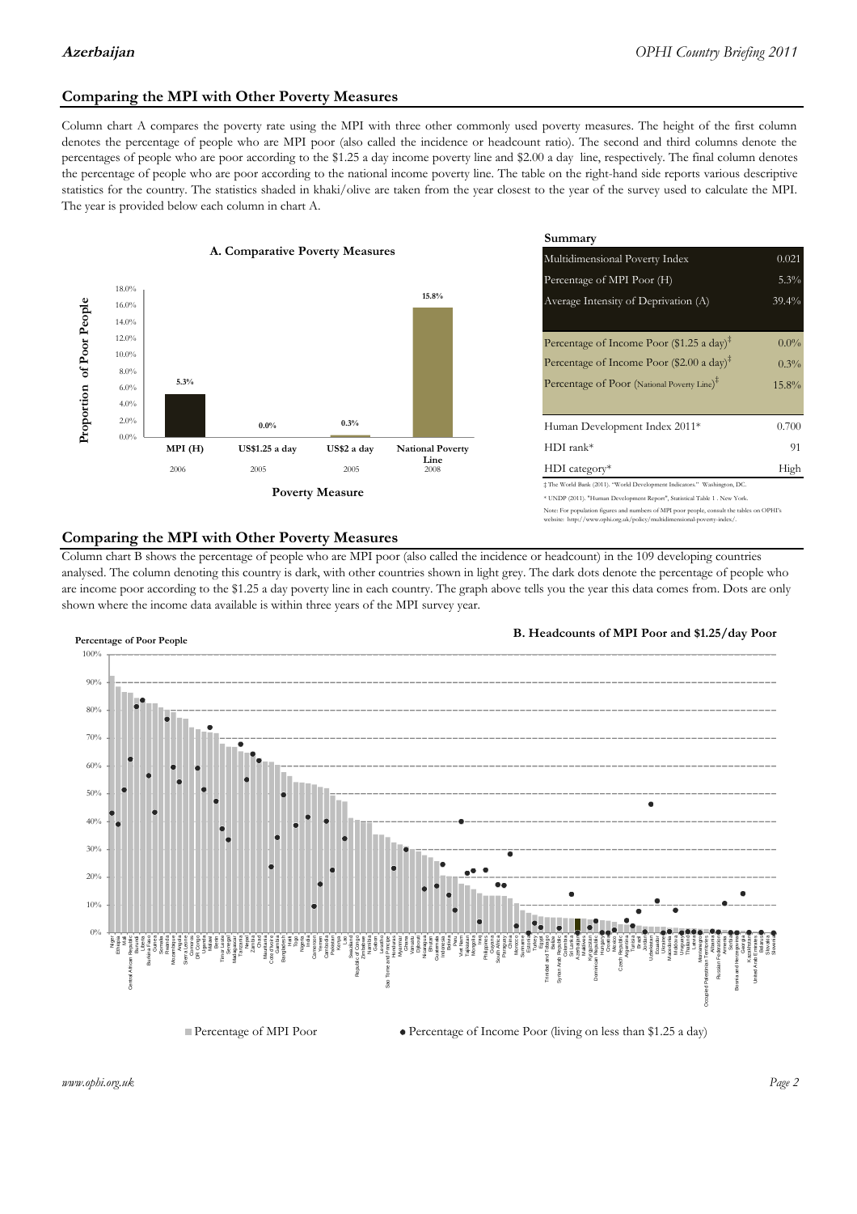## Comparing the MPI with Other Poverty Measures

Column chart A compares the poverty rate using the MPI with three other commonly used poverty measures. The height of the first column denotes the percentage of people who are MPI poor (also called the incidence or headcount ratio). The second and third columns denote the percentages of people who are poor according to the $1.25 a day income poverty line and $2.00 a day line, respectively. The final column denotes the percentage of people who are poor according to the national income poverty line. The table on the right-hand side reports various descriptive statistics for the country. The statistics shaded in khaki/olive are taken from the year closest to the year of the survey used to calculate the MPI. The year is provided below each column in chart A.

**A. Comparative Poverty Measures**

| Poverty Measure | Proportion of Poor People | Year |
|---|---|---|
| MPI (H) | 5.3% | 2006 |
| US$1.25 a day | 0.0% | 2005 |
| US$2 a day | 0.3% | 2005 |
| National Poverty Line | 15.8% | 2008 |

**Summary**

| | |
|---|---|
| Multidimensional Poverty Index | 0.021 |
| Percentage of MPI Poor (H) | 5.3% |
| Average Intensity of Deprivation (A) | 39.4% |
| Percentage of Income Poor ($1.25 a day)‡ | 0.0% |
| Percentage of Income Poor ($2.00 a day)‡ | 0.3% |
| Percentage of Poor (National Poverty Line)‡ | 15.8% |
| Human Development Index 2011* | 0.700 |
| HDI rank* | 91 |
| HDI category* | High |

‡ The World Bank (2011). "World Development Indicators." Washington, DC.

* UNDP (2011). "Human Development Report", Statistical Table 1 . New York.

Note: For population figures and numbers of MPI poor people, consult the tables on OPHI's website: http://www.ophi.org.uk/policy/multidimensional-poverty-index/.

## Comparing the MPI with Other Poverty Measures

Column chart B shows the percentage of people who are MPI poor (also called the incidence or headcount) in the 109 developing countries analysed. The column denoting this country is dark, with other countries shown in light grey. The dark dots denote the percentage of people who are income poor according to the $1.25 a day poverty line in each country. The graph above tells you the year this data comes from. Dots are only shown where the income data available is within three years of the MPI survey year.

**B. Headcounts of MPI Poor and $1.25/day Poor**

Percentage of Poor People

■ Percentage of MPI Poor ● Percentage of Income Poor (living on less than $1.25 a day)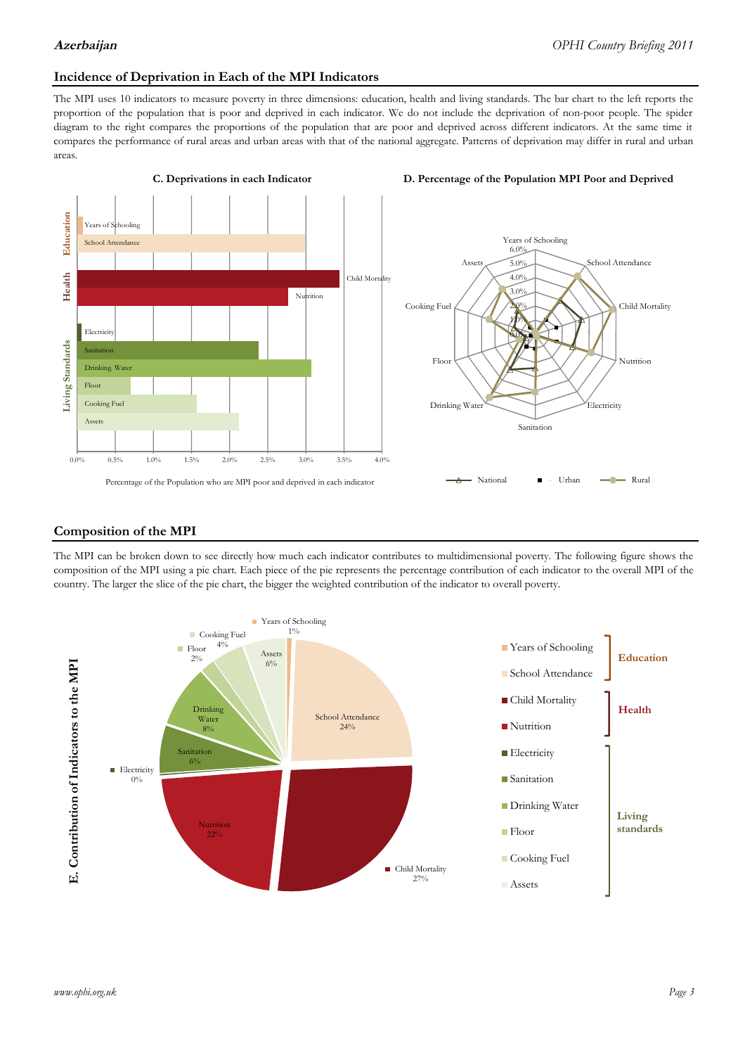## Incidence of Deprivation in Each of the MPI Indicators

The MPI uses 10 indicators to measure poverty in three dimensions: education, health and living standards. The bar chart to the left reports the proportion of the population that is poor and deprived in each indicator. We do not include the deprivation of non-poor people. The spider diagram to the right compares the proportions of the population that are poor and deprived across different indicators. At the same time it compares the performance of rural areas and urban areas with that of the national aggregate. Patterns of deprivation may differ in rural and urban areas.

**C. Deprivations in each Indicator**

Percentage of the Population who are MPI poor and deprived in each indicator

**D. Percentage of the Population MPI Poor and Deprived**

## Composition of the MPI

The MPI can be broken down to see directly how much each indicator contributes to multidimensional poverty. The following figure shows the composition of the MPI using a pie chart. Each piece of the pie represents the percentage contribution of each indicator to the overall MPI of the country. The larger the slice of the pie chart, the bigger the weighted contribution of the indicator to overall poverty.

**E. Contribution of Indicators to the MPI**

| Dimension | Indicator | Contribution |
|---|---|---|
| Education | Years of Schooling | 1% |
| Education | School Attendance | 24% |
| Health | Child Mortality | 27% |
| Health | Nutrition | 22% |
| Living standards | Electricity | 0% |
| Living standards | Sanitation | 6% |
| Living standards | Drinking Water | 8% |
| Living standards | Floor | 2% |
| Living standards | Cooking Fuel | 4% |
| Living standards | Assets | 6% |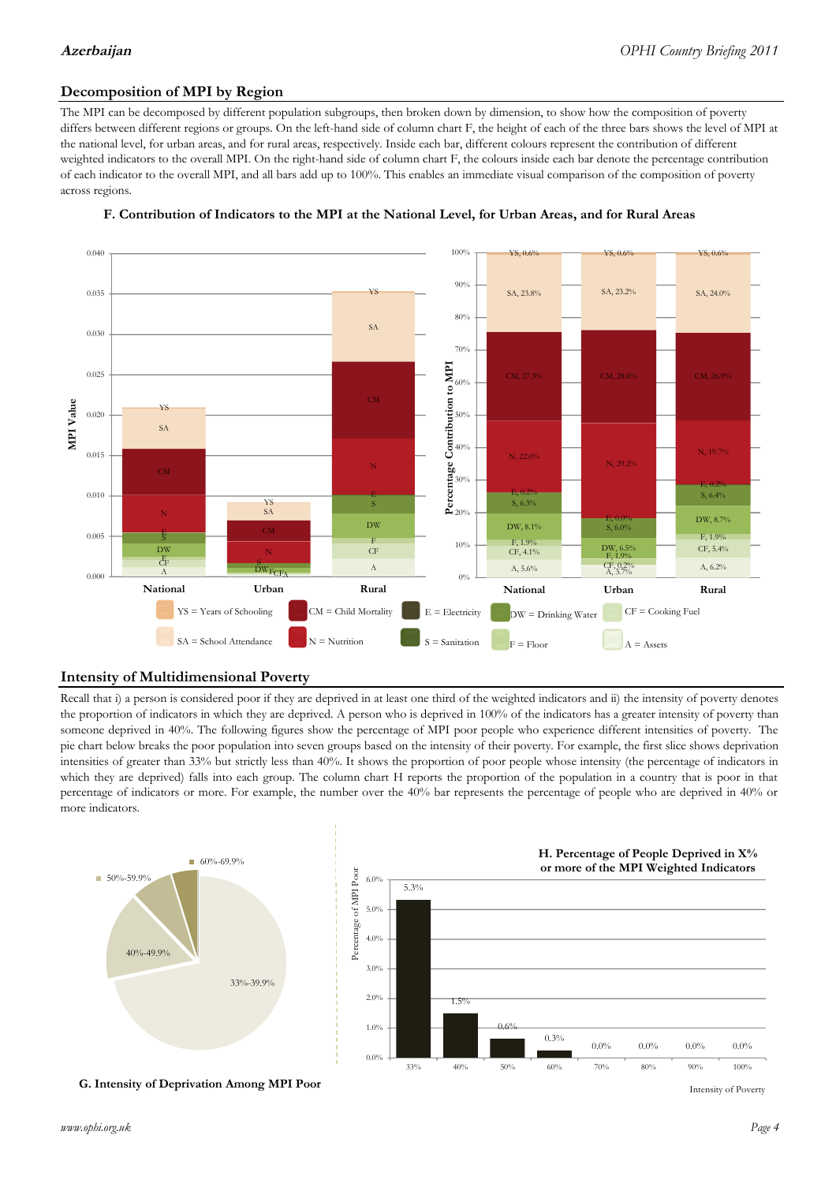## Decomposition of MPI by Region

The MPI can be decomposed by different population subgroups, then broken down by dimension, to show how the composition of poverty differs between different regions or groups. On the left-hand side of column chart F, the height of each of the three bars shows the level of MPI at the national level, for urban areas, and for rural areas, respectively. Inside each bar, different colours represent the contribution of different weighted indicators to the overall MPI. On the right-hand side of column chart F, the colours inside each bar denote the percentage contribution of each indicator to the overall MPI, and all bars add up to 100%. This enables an immediate visual comparison of the composition of poverty across regions.

**F. Contribution of Indicators to the MPI at the National Level, for Urban Areas, and for Rural Areas**

MPI Value
0.000 0.005 0.010 0.015 0.020 0.025 0.030 0.035 0.040

Percentage Contribution to MPI
0% 10% 20% 30% 40% 50% 60% 70% 80% 90% 100%

National: YS, 0.6%; SA, 23.8%; CM, 27.3%; N, 22.0%; E, 0.2%; S, 6.3%; DW, 8.1%; F, 1.9%; CF, 4.1%; A, 5.6%

Urban: YS, 0.6%; SA, 23.2%; CM, 28.6%; N, 29.2%; E, 0.0%; S, 6.0%; DW, 6.5%; F, 1.9%; CF, 0.2%; A, 3.7%

Rural: YS, 0.6%; SA, 24.0%; CM, 26.9%; N, 19.7%; E, 0.2%; S, 6.4%; DW, 8.7%; F, 1.9%; CF, 5.4%; A, 6.2%

YS = Years of Schooling; CM = Child Mortality; E = Electricity; DW = Drinking Water; CF = Cooking Fuel
SA = School Attendance; N = Nutrition; S = Sanitation; F = Floor; A = Assets

## Intensity of Multidimensional Poverty

Recall that i) a person is considered poor if they are deprived in at least one third of the weighted indicators and ii) the intensity of poverty denotes the proportion of indicators in which they are deprived. A person who is deprived in 100% of the indicators has a greater intensity of poverty than someone deprived in 40%. The following figures show the percentage of MPI poor people who experience different intensities of poverty. The pie chart below breaks the poor population into seven groups based on the intensity of their poverty. For example, the first slice shows deprivation intensities of greater than 33% but strictly less than 40%. It shows the proportion of poor people whose intensity (the percentage of indicators in which they are deprived) falls into each group. The column chart H reports the proportion of the population in a country that is poor in that percentage of indicators or more. For example, the number over the 40% bar represents the percentage of people who are deprived in 40% or more indicators.

33%-39.9%
40%-49.9%
50%-59.9%
60%-69.9%

**G. Intensity of Deprivation Among MPI Poor**

**H. Percentage of People Deprived in X% or more of the MPI Weighted Indicators**

Percentage of MPI Poor
0.0% 1.0% 2.0% 3.0% 4.0% 5.0% 6.0%

33%: 5.3%
40%: 1.5%
50%: 0.6%
60%: 0.3%
70%: 0.0%
80%: 0.0%
90%: 0.0%
100%: 0.0%

Intensity of Poverty